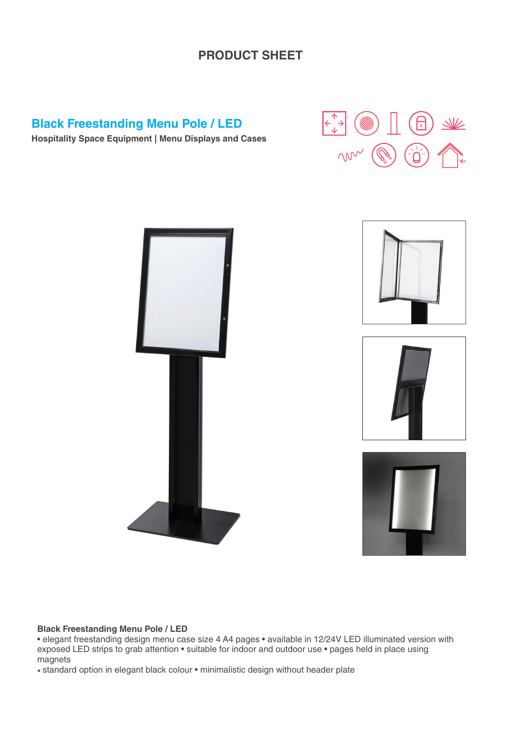# PRODUCT SHEET

## Black Freestanding Menu Pole / LED

**Hospitality Space Equipment | Menu Displays and Cases**

**Black Freestanding Menu Pole / LED**

• elegant freestanding design menu case size 4 A4 pages • available in 12/24V LED illuminated version with exposed LED strips to grab attention • suitable for indoor and outdoor use • pages held in place using magnets

• standard option in elegant black colour • minimalistic design without header plate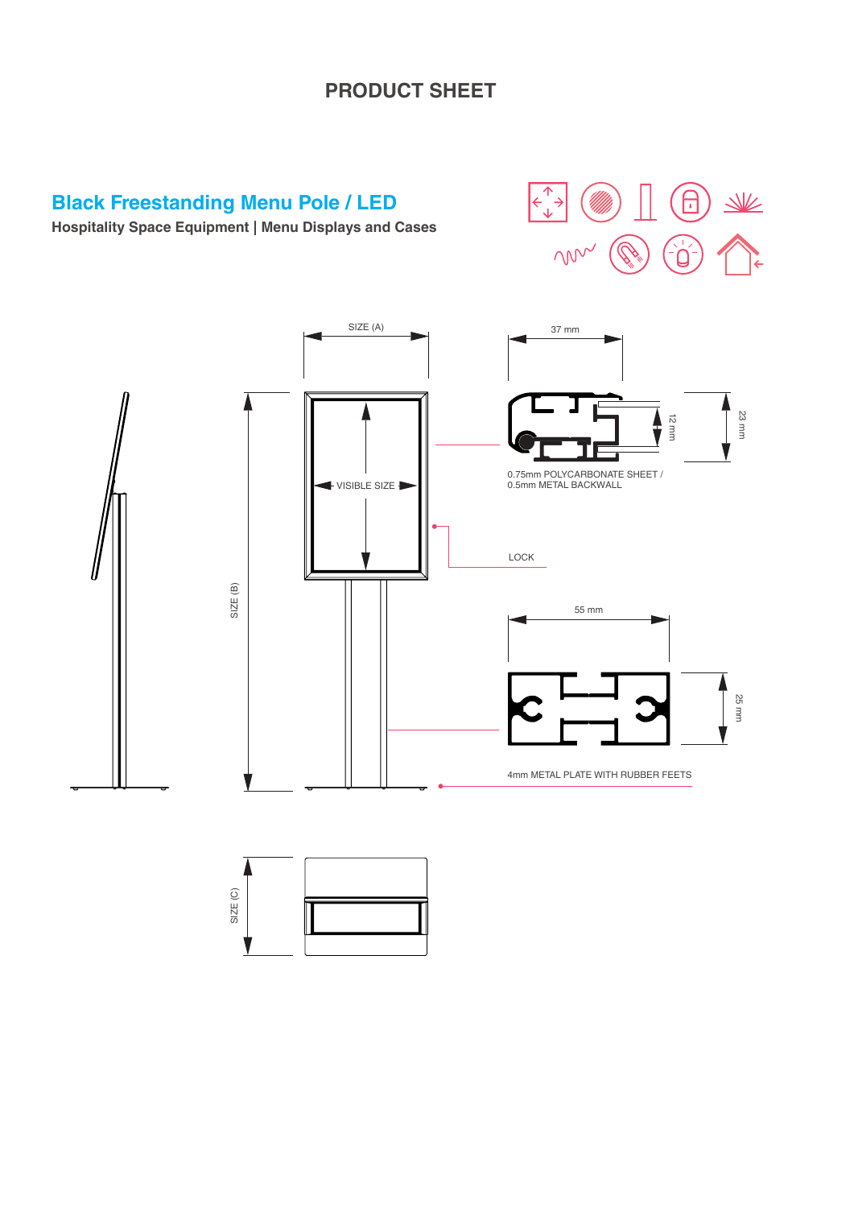# PRODUCT SHEET

## Black Freestanding Menu Pole / LED

**Hospitality Space Equipment | Menu Displays and Cases**

SIZE (A)

VISIBLE SIZE

SIZE (B)

37 mm

12 mm

23 mm

0.75mm POLYCARBONATE SHEET / 0.5mm METAL BACKWALL

LOCK

55 mm

25 mm

4mm METAL PLATE WITH RUBBER FEETS

SIZE (C)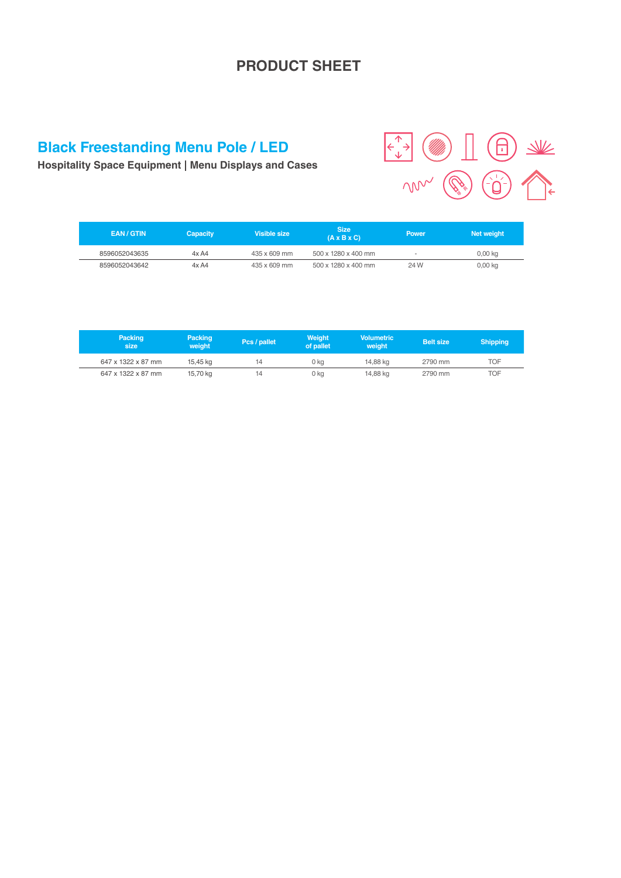# PRODUCT SHEET

## Black Freestanding Menu Pole / LED

**Hospitality Space Equipment | Menu Displays and Cases**

| EAN / GTIN | Capacity | Visible size | Size (A x B x C) | Power | Net weight |
|---|---|---|---|---|---|
| 8596052043635 | 4x A4 | 435 x 609 mm | 500 x 1280 x 400 mm | - | 0,00 kg |
| 8596052043642 | 4x A4 | 435 x 609 mm | 500 x 1280 x 400 mm | 24 W | 0,00 kg |

| Packing size | Packing weight | Pcs / pallet | Weight of pallet | Volumetric weight | Belt size | Shipping |
|---|---|---|---|---|---|---|
| 647 x 1322 x 87 mm | 15,45 kg | 14 | 0 kg | 14,88 kg | 2790 mm | TOF |
| 647 x 1322 x 87 mm | 15,70 kg | 14 | 0 kg | 14,88 kg | 2790 mm | TOF |